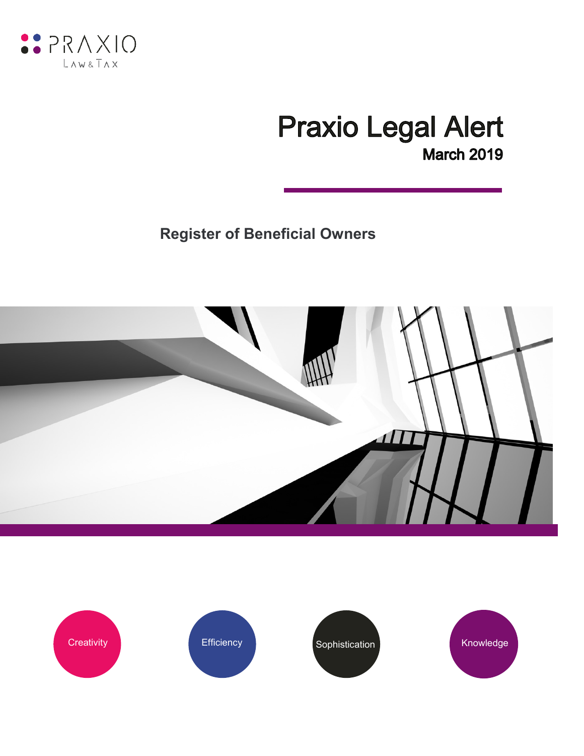PRAXIO
LAW & TAX

# Praxio Legal Alert

**March 2019**

## Register of Beneficial Owners

Creativity

Efficiency

Sophistication

Knowledge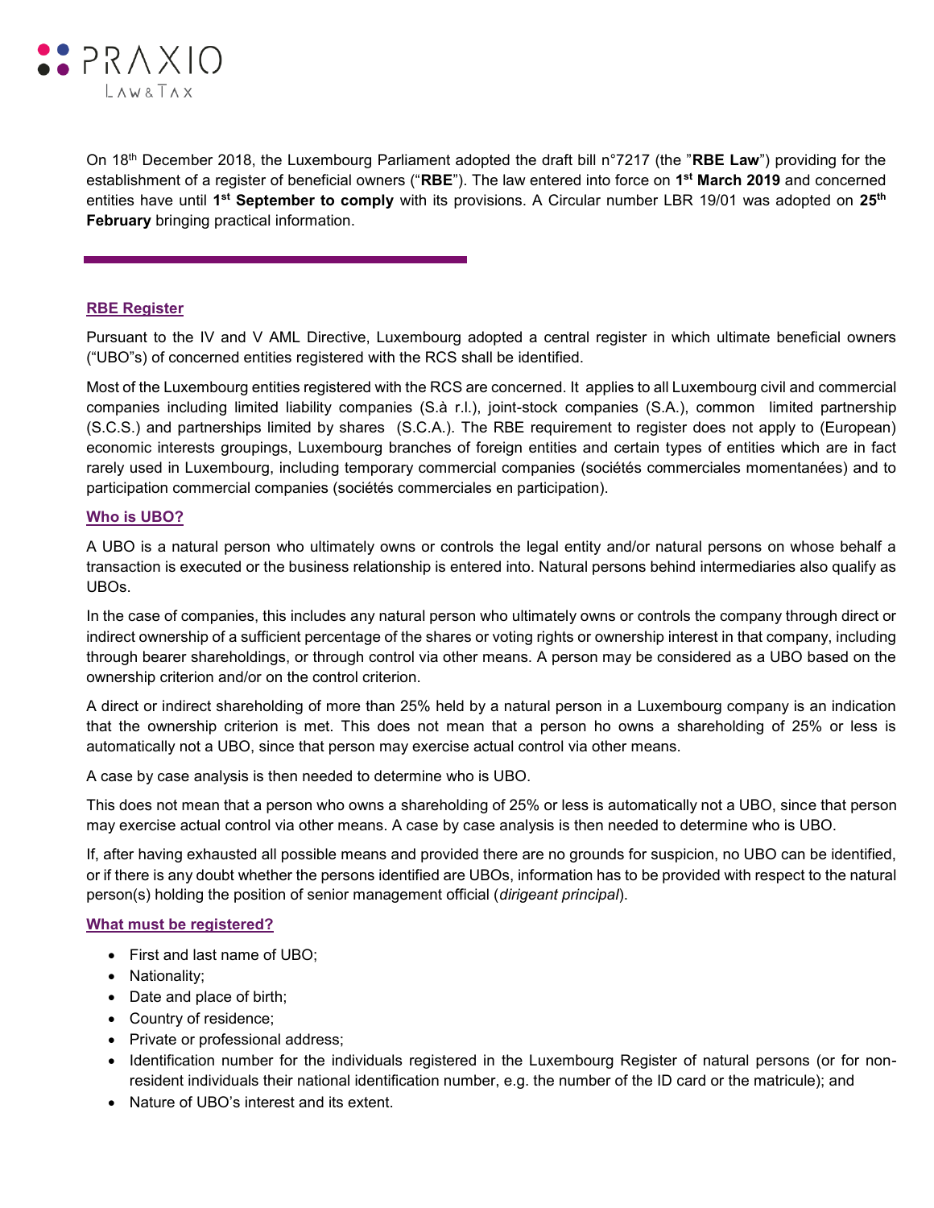On 18th December 2018, the Luxembourg Parliament adopted the draft bill n°7217 (the "**RBE Law**") providing for the establishment of a register of beneficial owners ("**RBE**"). The law entered into force on **1st March 2019** and concerned entities have until **1st September to comply** with its provisions. A Circular number LBR 19/01 was adopted on **25th February** bringing practical information.

## RBE Register

Pursuant to the IV and V AML Directive, Luxembourg adopted a central register in which ultimate beneficial owners ("UBO"s) of concerned entities registered with the RCS shall be identified.

Most of the Luxembourg entities registered with the RCS are concerned. It applies to all Luxembourg civil and commercial companies including limited liability companies (S.à r.l.), joint-stock companies (S.A.), common limited partnership (S.C.S.) and partnerships limited by shares (S.C.A.). The RBE requirement to register does not apply to (European) economic interests groupings, Luxembourg branches of foreign entities and certain types of entities which are in fact rarely used in Luxembourg, including temporary commercial companies (sociétés commerciales momentanées) and to participation commercial companies (sociétés commerciales en participation).

## Who is UBO?

A UBO is a natural person who ultimately owns or controls the legal entity and/or natural persons on whose behalf a transaction is executed or the business relationship is entered into. Natural persons behind intermediaries also qualify as UBOs.

In the case of companies, this includes any natural person who ultimately owns or controls the company through direct or indirect ownership of a sufficient percentage of the shares or voting rights or ownership interest in that company, including through bearer shareholdings, or through control via other means. A person may be considered as a UBO based on the ownership criterion and/or on the control criterion.

A direct or indirect shareholding of more than 25% held by a natural person in a Luxembourg company is an indication that the ownership criterion is met. This does not mean that a person ho owns a shareholding of 25% or less is automatically not a UBO, since that person may exercise actual control via other means.

A case by case analysis is then needed to determine who is UBO.

This does not mean that a person who owns a shareholding of 25% or less is automatically not a UBO, since that person may exercise actual control via other means. A case by case analysis is then needed to determine who is UBO.

If, after having exhausted all possible means and provided there are no grounds for suspicion, no UBO can be identified, or if there is any doubt whether the persons identified are UBOs, information has to be provided with respect to the natural person(s) holding the position of senior management official (*dirigeant principal*).

## What must be registered?

- First and last name of UBO;
- Nationality;
- Date and place of birth;
- Country of residence;
- Private or professional address;
- Identification number for the individuals registered in the Luxembourg Register of natural persons (or for non-resident individuals their national identification number, e.g. the number of the ID card or the matricule); and
- Nature of UBO's interest and its extent.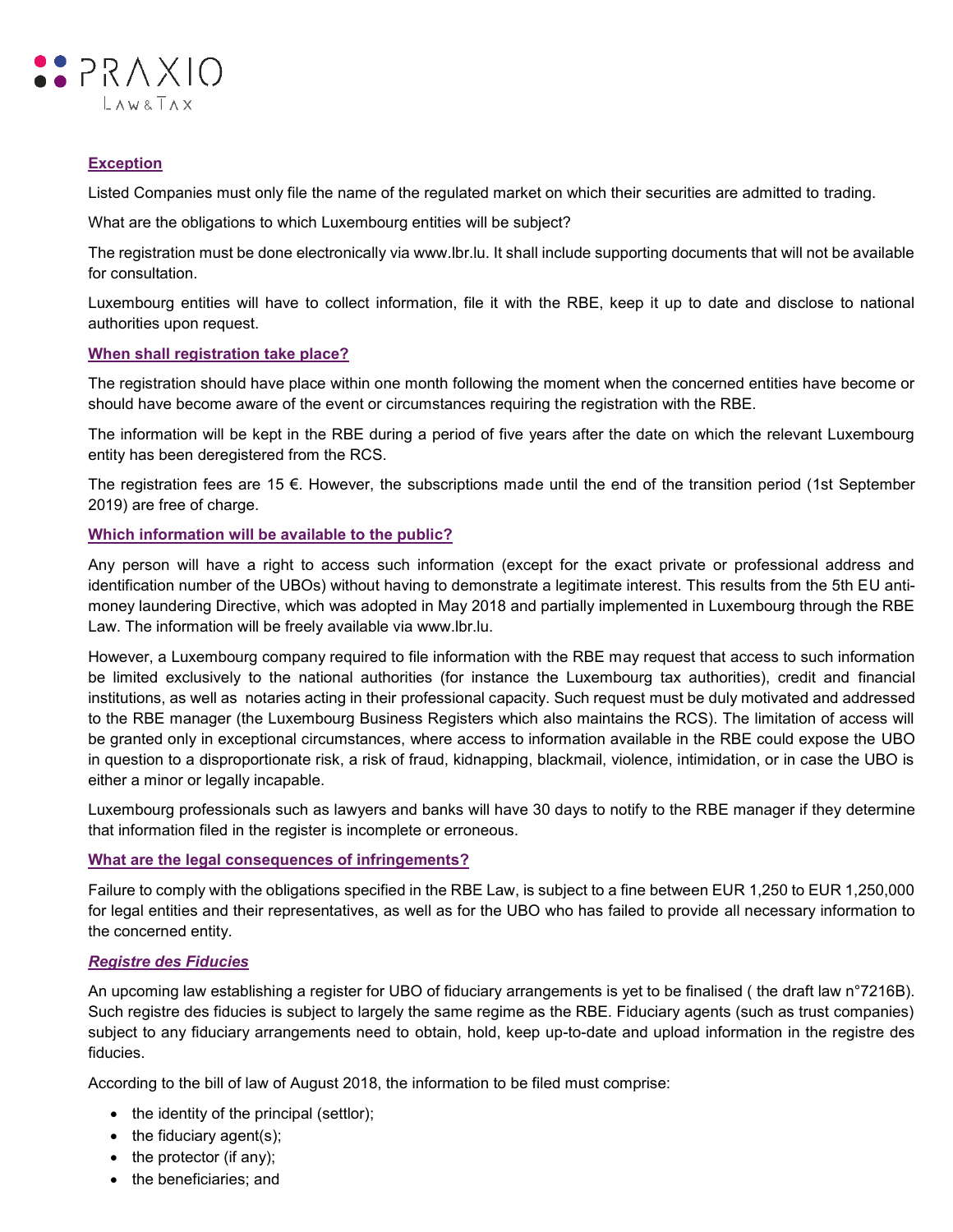### Exception

Listed Companies must only file the name of the regulated market on which their securities are admitted to trading.

What are the obligations to which Luxembourg entities will be subject?

The registration must be done electronically via www.lbr.lu. It shall include supporting documents that will not be available for consultation.

Luxembourg entities will have to collect information, file it with the RBE, keep it up to date and disclose to national authorities upon request.

### When shall registration take place?

The registration should have place within one month following the moment when the concerned entities have become or should have become aware of the event or circumstances requiring the registration with the RBE.

The information will be kept in the RBE during a period of five years after the date on which the relevant Luxembourg entity has been deregistered from the RCS.

The registration fees are 15 €. However, the subscriptions made until the end of the transition period (1st September 2019) are free of charge.

### Which information will be available to the public?

Any person will have a right to access such information (except for the exact private or professional address and identification number of the UBOs) without having to demonstrate a legitimate interest. This results from the 5th EU anti-money laundering Directive, which was adopted in May 2018 and partially implemented in Luxembourg through the RBE Law. The information will be freely available via www.lbr.lu.

However, a Luxembourg company required to file information with the RBE may request that access to such information be limited exclusively to the national authorities (for instance the Luxembourg tax authorities), credit and financial institutions, as well as notaries acting in their professional capacity. Such request must be duly motivated and addressed to the RBE manager (the Luxembourg Business Registers which also maintains the RCS). The limitation of access will be granted only in exceptional circumstances, where access to information available in the RBE could expose the UBO in question to a disproportionate risk, a risk of fraud, kidnapping, blackmail, violence, intimidation, or in case the UBO is either a minor or legally incapable.

Luxembourg professionals such as lawyers and banks will have 30 days to notify to the RBE manager if they determine that information filed in the register is incomplete or erroneous.

### What are the legal consequences of infringements?

Failure to comply with the obligations specified in the RBE Law, is subject to a fine between EUR 1,250 to EUR 1,250,000 for legal entities and their representatives, as well as for the UBO who has failed to provide all necessary information to the concerned entity.

### *Registre des Fiducies*

An upcoming law establishing a register for UBO of fiduciary arrangements is yet to be finalised ( the draft law n°7216B). Such registre des fiducies is subject to largely the same regime as the RBE. Fiduciary agents (such as trust companies) subject to any fiduciary arrangements need to obtain, hold, keep up-to-date and upload information in the registre des fiducies.

According to the bill of law of August 2018, the information to be filed must comprise:

- the identity of the principal (settlor);
- the fiduciary agent(s);
- the protector (if any);
- the beneficiaries; and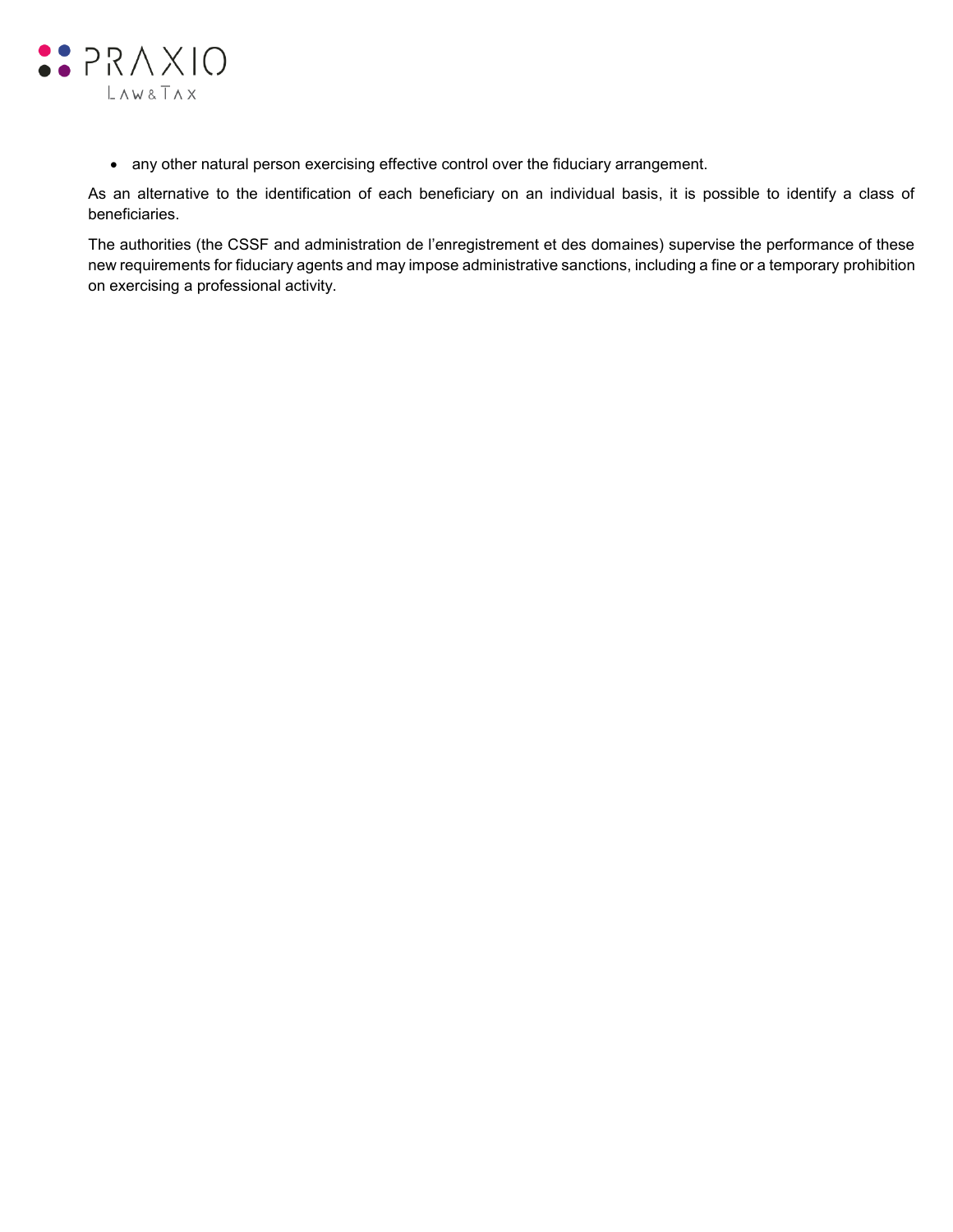- any other natural person exercising effective control over the fiduciary arrangement.

As an alternative to the identification of each beneficiary on an individual basis, it is possible to identify a class of beneficiaries.

The authorities (the CSSF and administration de l'enregistrement et des domaines) supervise the performance of these new requirements for fiduciary agents and may impose administrative sanctions, including a fine or a temporary prohibition on exercising a professional activity.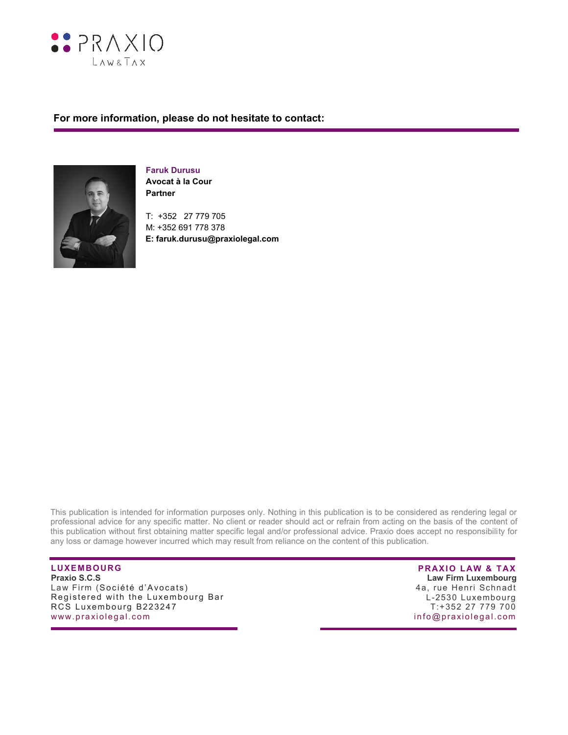**For more information, please do not hesitate to contact:**

**Faruk Durusu**
**Avocat à la Cour**
**Partner**

T: +352 27 779 705
M: +352 691 778 378
**E: faruk.durusu@praxiolegal.com**

This publication is intended for information purposes only. Nothing in this publication is to be considered as rendering legal or professional advice for any specific matter. No client or reader should act or refrain from acting on the basis of the content of this publication without first obtaining matter specific legal and/or professional advice. Praxio does accept no responsibility for any loss or damage however incurred which may result from reliance on the content of this publication.

**LUXEMBOURG**
**Praxio S.C.S**
Law Firm (Société d'Avocats)
Registered with the Luxembourg Bar
RCS Luxembourg B223247
www.praxiolegal.com

**PRAXIO LAW & TAX**
**Law Firm Luxembourg**
4a, rue Henri Schnadt
L-2530 Luxembourg
T:+352 27 779 700
info@praxiolegal.com